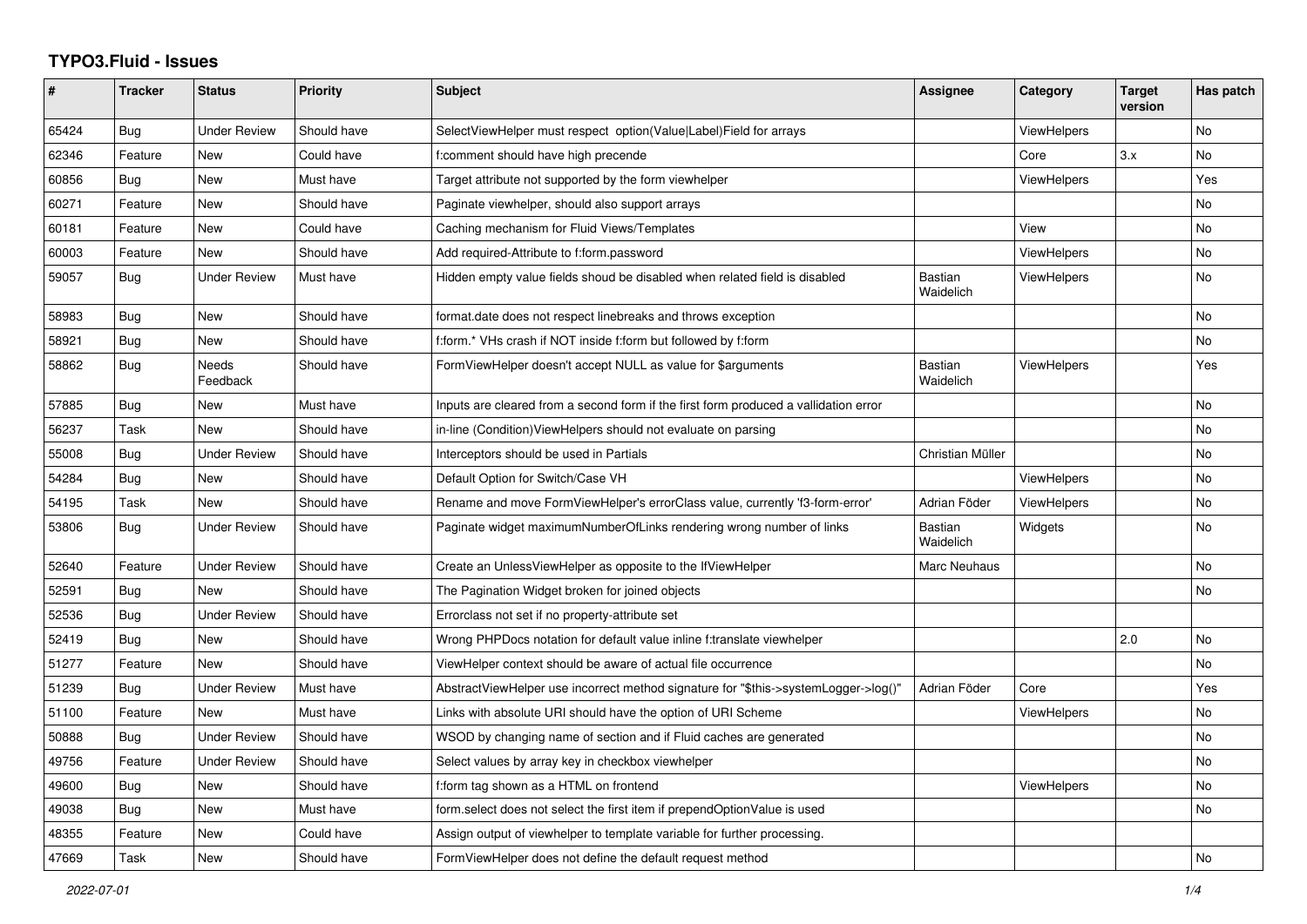# TYPO3.Fluid - Issues

| # | Tracker | Status | Priority | Subject | Assignee | Category | Target version | Has patch |
|---|---|---|---|---|---|---|---|---|
| 65424 | Bug | Under Review | Should have | SelectViewHelper must respect option(Value\|Label)Field for arrays | | ViewHelpers | | No |
| 62346 | Feature | New | Could have | f:comment should have high precende | | Core | 3.x | No |
| 60856 | Bug | New | Must have | Target attribute not supported by the form viewhelper | | ViewHelpers | | Yes |
| 60271 | Feature | New | Should have | Paginate viewhelper, should also support arrays | | | | No |
| 60181 | Feature | New | Could have | Caching mechanism for Fluid Views/Templates | | View | | No |
| 60003 | Feature | New | Should have | Add required-Attribute to f:form.password | | ViewHelpers | | No |
| 59057 | Bug | Under Review | Must have | Hidden empty value fields shoud be disabled when related field is disabled | Bastian Waidelich | ViewHelpers | | No |
| 58983 | Bug | New | Should have | format.date does not respect linebreaks and throws exception | | | | No |
| 58921 | Bug | New | Should have | f:form.* VHs crash if NOT inside f:form but followed by f:form | | | | No |
| 58862 | Bug | Needs Feedback | Should have | FormViewHelper doesn't accept NULL as value for $arguments | Bastian Waidelich | ViewHelpers | | Yes |
| 57885 | Bug | New | Must have | Inputs are cleared from a second form if the first form produced a vallidation error | | | | No |
| 56237 | Task | New | Should have | in-line (Condition)ViewHelpers should not evaluate on parsing | | | | No |
| 55008 | Bug | Under Review | Should have | Interceptors should be used in Partials | Christian Müller | | | No |
| 54284 | Bug | New | Should have | Default Option for Switch/Case VH | | ViewHelpers | | No |
| 54195 | Task | New | Should have | Rename and move FormViewHelper's errorClass value, currently 'f3-form-error' | Adrian Föder | ViewHelpers | | No |
| 53806 | Bug | Under Review | Should have | Paginate widget maximumNumberOfLinks rendering wrong number of links | Bastian Waidelich | Widgets | | No |
| 52640 | Feature | Under Review | Should have | Create an UnlessViewHelper as opposite to the IfViewHelper | Marc Neuhaus | | | No |
| 52591 | Bug | New | Should have | The Pagination Widget broken for joined objects | | | | No |
| 52536 | Bug | Under Review | Should have | Errorclass not set if no property-attribute set | | | | |
| 52419 | Bug | New | Should have | Wrong PHPDocs notation for default value inline f:translate viewhelper | | | 2.0 | No |
| 51277 | Feature | New | Should have | ViewHelper context should be aware of actual file occurrence | | | | No |
| 51239 | Bug | Under Review | Must have | AbstractViewHelper use incorrect method signature for "$this->systemLogger->log()" | Adrian Föder | Core | | Yes |
| 51100 | Feature | New | Must have | Links with absolute URI should have the option of URI Scheme | | ViewHelpers | | No |
| 50888 | Bug | Under Review | Should have | WSOD by changing name of section and if Fluid caches are generated | | | | No |
| 49756 | Feature | Under Review | Should have | Select values by array key in checkbox viewhelper | | | | No |
| 49600 | Bug | New | Should have | f:form tag shown as a HTML on frontend | | ViewHelpers | | No |
| 49038 | Bug | New | Must have | form.select does not select the first item if prependOptionValue is used | | | | No |
| 48355 | Feature | New | Could have | Assign output of viewhelper to template variable for further processing. | | | | |
| 47669 | Task | New | Should have | FormViewHelper does not define the default request method | | | | No |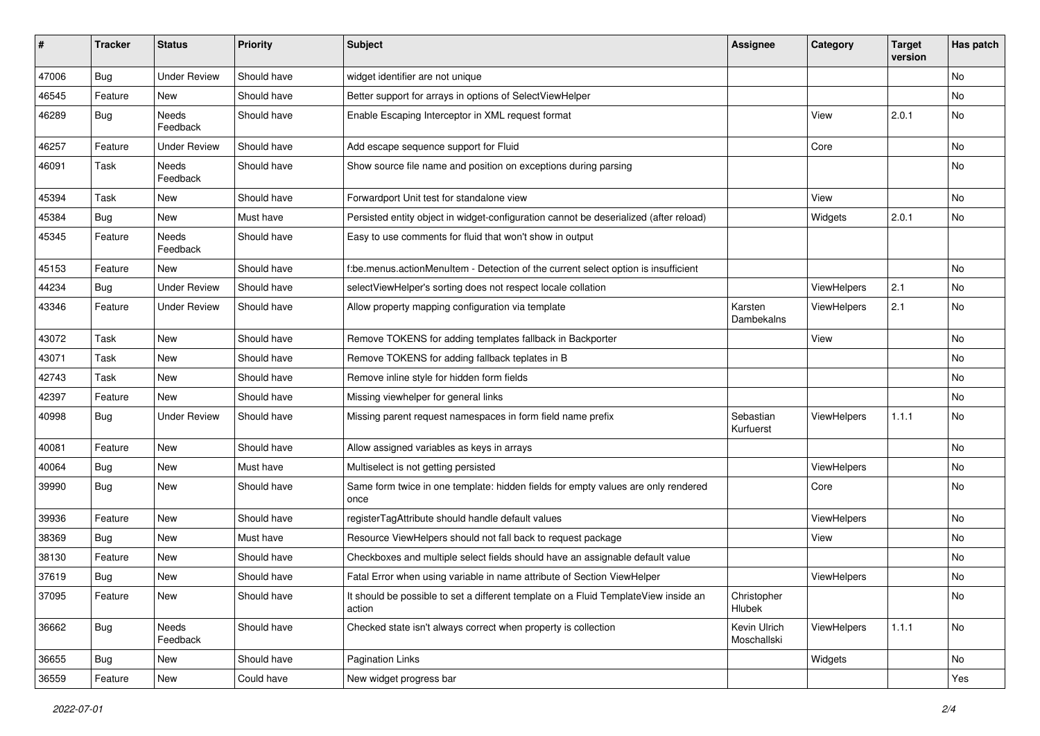| # | Tracker | Status | Priority | Subject | Assignee | Category | Target version | Has patch |
|---|---|---|---|---|---|---|---|---|
| 47006 | Bug | Under Review | Should have | widget identifier are not unique | | | | No |
| 46545 | Feature | New | Should have | Better support for arrays in options of SelectViewHelper | | | | No |
| 46289 | Bug | Needs Feedback | Should have | Enable Escaping Interceptor in XML request format | | View | 2.0.1 | No |
| 46257 | Feature | Under Review | Should have | Add escape sequence support for Fluid | | Core | | No |
| 46091 | Task | Needs Feedback | Should have | Show source file name and position on exceptions during parsing | | | | No |
| 45394 | Task | New | Should have | Forwardport Unit test for standalone view | | View | | No |
| 45384 | Bug | New | Must have | Persisted entity object in widget-configuration cannot be deserialized (after reload) | | Widgets | 2.0.1 | No |
| 45345 | Feature | Needs Feedback | Should have | Easy to use comments for fluid that won't show in output | | | | |
| 45153 | Feature | New | Should have | f:be.menus.actionMenuItem - Detection of the current select option is insufficient | | | | No |
| 44234 | Bug | Under Review | Should have | selectViewHelper's sorting does not respect locale collation | | ViewHelpers | 2.1 | No |
| 43346 | Feature | Under Review | Should have | Allow property mapping configuration via template | Karsten Dambekalns | ViewHelpers | 2.1 | No |
| 43072 | Task | New | Should have | Remove TOKENS for adding templates fallback in Backporter | | View | | No |
| 43071 | Task | New | Should have | Remove TOKENS for adding fallback teplates in B | | | | No |
| 42743 | Task | New | Should have | Remove inline style for hidden form fields | | | | No |
| 42397 | Feature | New | Should have | Missing viewhelper for general links | | | | No |
| 40998 | Bug | Under Review | Should have | Missing parent request namespaces in form field name prefix | Sebastian Kurfuerst | ViewHelpers | 1.1.1 | No |
| 40081 | Feature | New | Should have | Allow assigned variables as keys in arrays | | | | No |
| 40064 | Bug | New | Must have | Multiselect is not getting persisted | | ViewHelpers | | No |
| 39990 | Bug | New | Should have | Same form twice in one template: hidden fields for empty values are only rendered once | | Core | | No |
| 39936 | Feature | New | Should have | registerTagAttribute should handle default values | | ViewHelpers | | No |
| 38369 | Bug | New | Must have | Resource ViewHelpers should not fall back to request package | | View | | No |
| 38130 | Feature | New | Should have | Checkboxes and multiple select fields should have an assignable default value | | | | No |
| 37619 | Bug | New | Should have | Fatal Error when using variable in name attribute of Section ViewHelper | | ViewHelpers | | No |
| 37095 | Feature | New | Should have | It should be possible to set a different template on a Fluid TemplateView inside an action | Christopher Hlubek | | | No |
| 36662 | Bug | Needs Feedback | Should have | Checked state isn't always correct when property is collection | Kevin Ulrich Moschallski | ViewHelpers | 1.1.1 | No |
| 36655 | Bug | New | Should have | Pagination Links | | Widgets | | No |
| 36559 | Feature | New | Could have | New widget progress bar | | | | Yes |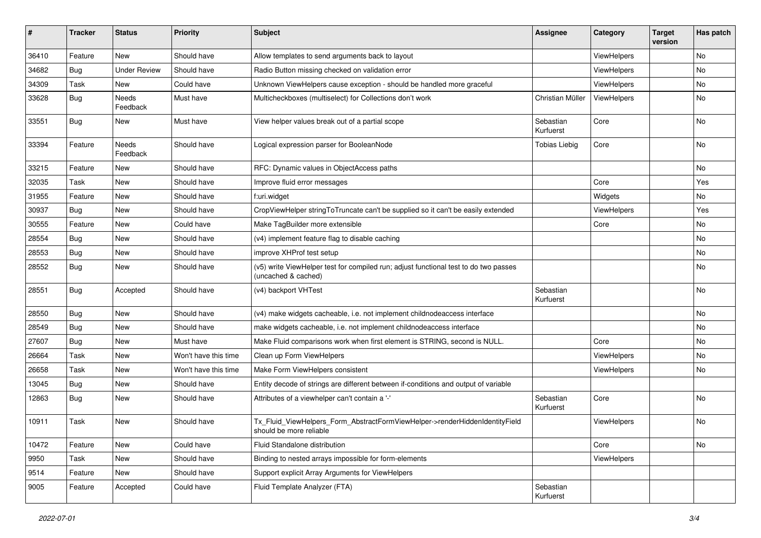| # | Tracker | Status | Priority | Subject | Assignee | Category | Target version | Has patch |
|---|---|---|---|---|---|---|---|---|
| 36410 | Feature | New | Should have | Allow templates to send arguments back to layout | | ViewHelpers | | No |
| 34682 | Bug | Under Review | Should have | Radio Button missing checked on validation error | | ViewHelpers | | No |
| 34309 | Task | New | Could have | Unknown ViewHelpers cause exception - should be handled more graceful | | ViewHelpers | | No |
| 33628 | Bug | Needs Feedback | Must have | Multicheckboxes (multiselect) for Collections don't work | Christian Müller | ViewHelpers | | No |
| 33551 | Bug | New | Must have | View helper values break out of a partial scope | Sebastian Kurfuerst | Core | | No |
| 33394 | Feature | Needs Feedback | Should have | Logical expression parser for BooleanNode | Tobias Liebig | Core | | No |
| 33215 | Feature | New | Should have | RFC: Dynamic values in ObjectAccess paths | | | | No |
| 32035 | Task | New | Should have | Improve fluid error messages | | Core | | Yes |
| 31955 | Feature | New | Should have | f:uri.widget | | Widgets | | No |
| 30937 | Bug | New | Should have | CropViewHelper stringToTruncate can't be supplied so it can't be easily extended | | ViewHelpers | | Yes |
| 30555 | Feature | New | Could have | Make TagBuilder more extensible | | Core | | No |
| 28554 | Bug | New | Should have | (v4) implement feature flag to disable caching | | | | No |
| 28553 | Bug | New | Should have | improve XHProf test setup | | | | No |
| 28552 | Bug | New | Should have | (v5) write ViewHelper test for compiled run; adjust functional test to do two passes (uncached & cached) | | | | No |
| 28551 | Bug | Accepted | Should have | (v4) backport VHTest | Sebastian Kurfuerst | | | No |
| 28550 | Bug | New | Should have | (v4) make widgets cacheable, i.e. not implement childnodeaccess interface | | | | No |
| 28549 | Bug | New | Should have | make widgets cacheable, i.e. not implement childnodeaccess interface | | | | No |
| 27607 | Bug | New | Must have | Make Fluid comparisons work when first element is STRING, second is NULL. | | Core | | No |
| 26664 | Task | New | Won't have this time | Clean up Form ViewHelpers | | ViewHelpers | | No |
| 26658 | Task | New | Won't have this time | Make Form ViewHelpers consistent | | ViewHelpers | | No |
| 13045 | Bug | New | Should have | Entity decode of strings are different between if-conditions and output of variable | | | | |
| 12863 | Bug | New | Should have | Attributes of a viewhelper can't contain a '-' | Sebastian Kurfuerst | Core | | No |
| 10911 | Task | New | Should have | Tx_Fluid_ViewHelpers_Form_AbstractFormViewHelper->renderHiddenIdentityField should be more reliable | | ViewHelpers | | No |
| 10472 | Feature | New | Could have | Fluid Standalone distribution | | Core | | No |
| 9950 | Task | New | Should have | Binding to nested arrays impossible for form-elements | | ViewHelpers | | |
| 9514 | Feature | New | Should have | Support explicit Array Arguments for ViewHelpers | | | | |
| 9005 | Feature | Accepted | Could have | Fluid Template Analyzer (FTA) | Sebastian Kurfuerst | | | |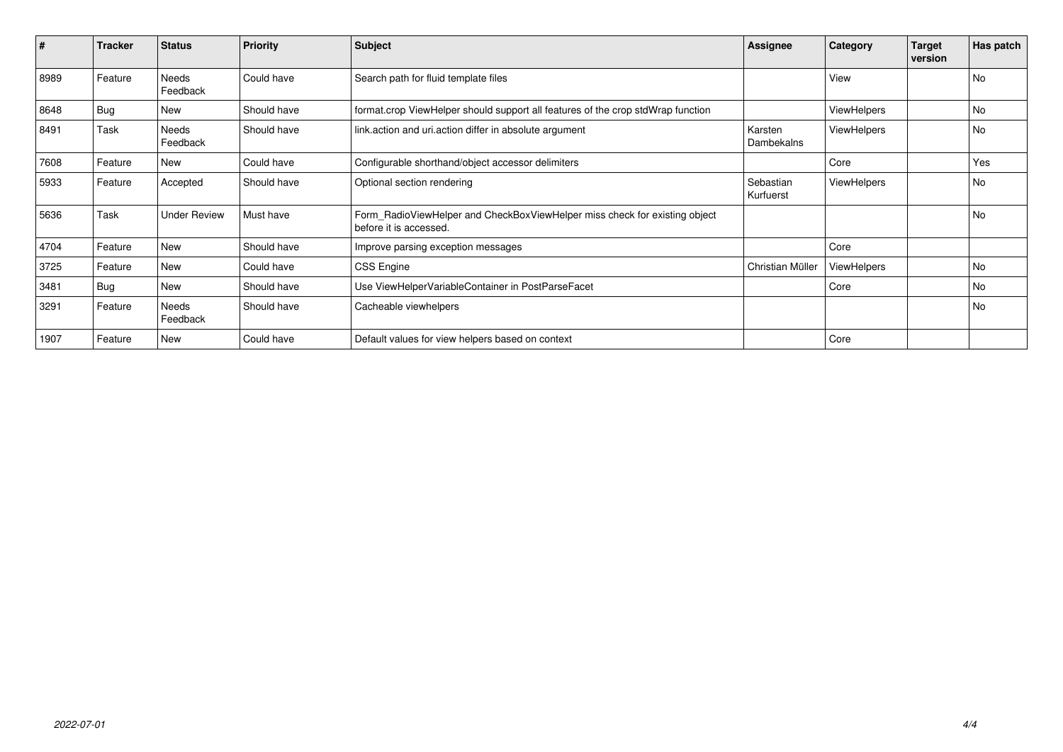| # | Tracker | Status | Priority | Subject | Assignee | Category | Target version | Has patch |
|---|---|---|---|---|---|---|---|---|
| 8989 | Feature | Needs Feedback | Could have | Search path for fluid template files | | View | | No |
| 8648 | Bug | New | Should have | format.crop ViewHelper should support all features of the crop stdWrap function | | ViewHelpers | | No |
| 8491 | Task | Needs Feedback | Should have | link.action and uri.action differ in absolute argument | Karsten Dambekalns | ViewHelpers | | No |
| 7608 | Feature | New | Could have | Configurable shorthand/object accessor delimiters | | Core | | Yes |
| 5933 | Feature | Accepted | Should have | Optional section rendering | Sebastian Kurfuerst | ViewHelpers | | No |
| 5636 | Task | Under Review | Must have | Form_RadioViewHelper and CheckBoxViewHelper miss check for existing object before it is accessed. | | | | No |
| 4704 | Feature | New | Should have | Improve parsing exception messages | | Core | | |
| 3725 | Feature | New | Could have | CSS Engine | Christian Müller | ViewHelpers | | No |
| 3481 | Bug | New | Should have | Use ViewHelperVariableContainer in PostParseFacet | | Core | | No |
| 3291 | Feature | Needs Feedback | Should have | Cacheable viewhelpers | | | | No |
| 1907 | Feature | New | Could have | Default values for view helpers based on context | | Core | | |

2022-07-01